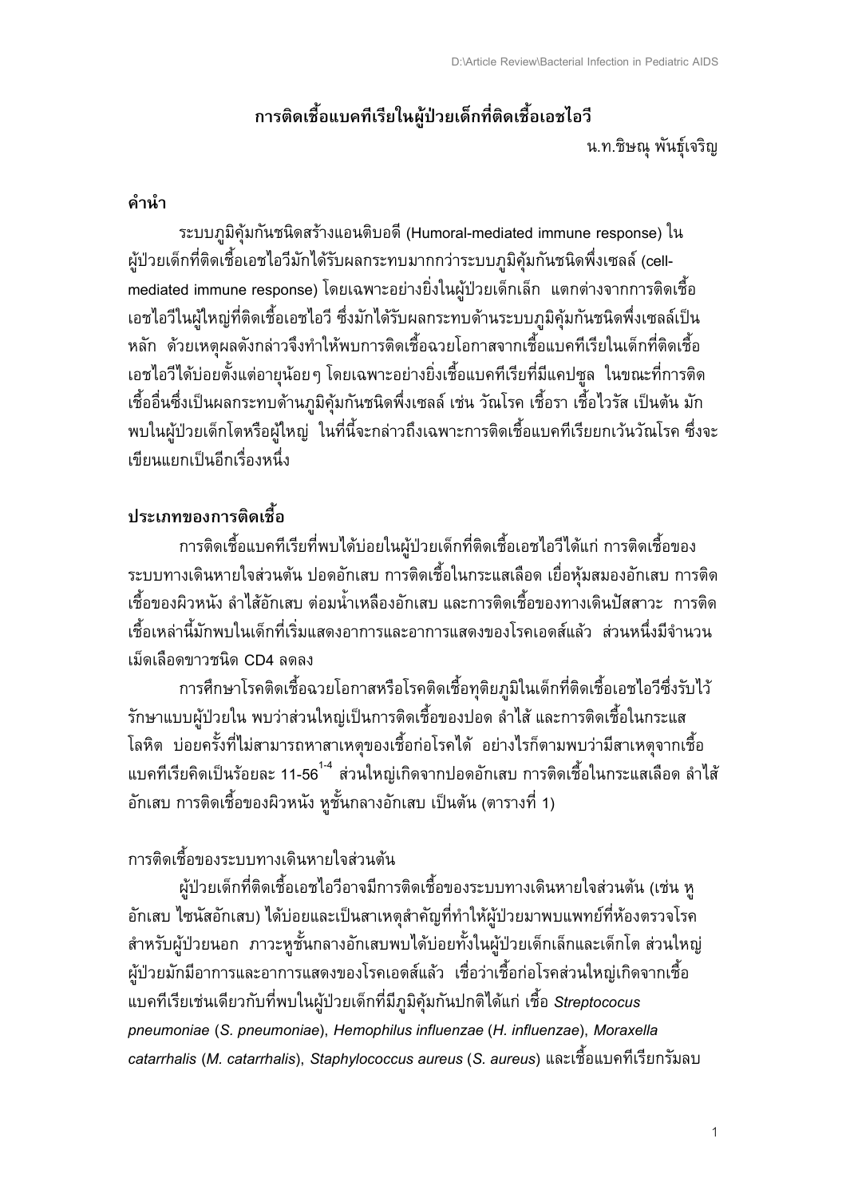# การติดเชื้อแบคทีเรียในผู้ป่วยเด็กที่ติดเชื้อเอชไอวี

น.ท.ชิษณุ พันธุ์เจริญ

## คำนำ

ระบบภูมิคุ้มกันชนิดสร้างแอนติบอดี (Humoral-mediated immune response) ในผู้ป่วยเด็กที่ติดเชื้อเอชไอวีมักได้รับผลกระทบมากกว่าระบบภูมิคุ้มกันชนิดพึ่งเซลล์ (cell-mediated immune response) โดยเฉพาะอย่างยิ่งในผู้ป่วยเด็กเล็ก แตกต่างจากการติดเชื้อเอชไอวีในผู้ใหญ่ที่ติดเชื้อเอชไอวี ซึ่งมักได้รับผลกระทบด้านระบบภูมิคุ้มกันชนิดพึ่งเซลล์เป็นหลัก ด้วยเหตุผลดังกล่าวจึงทำให้พบการติดเชื้อฉวยโอกาสจากเชื้อแบคทีเรียในเด็กที่ติดเชื้อเอชไอวีได้บ่อยตั้งแต่อายุน้อยๆ โดยเฉพาะอย่างยิ่งเชื้อแบคทีเรียที่มีแคปซูล ในขณะที่การติดเชื้ออื่นซึ่งเป็นผลกระทบด้านภูมิคุ้มกันชนิดพึ่งเซลล์ เช่น วัณโรค เชื้อรา เชื้อไวรัส เป็นต้น มักพบในผู้ป่วยเด็กโตหรือผู้ใหญ่ ในที่นี้จะกล่าวถึงเฉพาะการติดเชื้อแบคทีเรียยกเว้นวัณโรค ซึ่งจะเขียนแยกเป็นอีกเรื่องหนึ่ง

## ประเภทของการติดเชื้อ

การติดเชื้อแบคทีเรียที่พบได้บ่อยในผู้ป่วยเด็กที่ติดเชื้อเอชไอวีได้แก่ การติดเชื้อของระบบทางเดินหายใจส่วนต้น ปอดอักเสบ การติดเชื้อในกระแสเลือด เยื่อหุ้มสมองอักเสบ การติดเชื้อของผิวหนัง ลำไส้อักเสบ ต่อมน้ำเหลืองอักเสบ และการติดเชื้อของทางเดินปัสสาวะ การติดเชื้อเหล่านี้มักพบในเด็กที่เริ่มแสดงอาการและอาการแสดงของโรคเอดส์แล้ว ส่วนหนึ่งมีจำนวนเม็ดเลือดขาวชนิด CD4 ลดลง

การศึกษาโรคติดเชื้อฉวยโอกาสหรือโรคติดเชื้อทุติยภูมิในเด็กที่ติดเชื้อเอชไอวีซึ่งรับไว้รักษาแบบผู้ป่วยใน พบว่าส่วนใหญ่เป็นการติดเชื้อของปอด ลำไส้ และการติดเชื้อในกระแสโลหิต บ่อยครั้งที่ไม่สามารถหาสาเหตุของเชื้อก่อโรคได้ อย่างไรก็ตามพบว่ามีสาเหตุจากเชื้อแบคทีเรียคิดเป็นร้อยละ 11-56[1-4] ส่วนใหญ่เกิดจากปอดอักเสบ การติดเชื้อในกระแสเลือด ลำไส้อักเสบ การติดเชื้อของผิวหนัง หูชั้นกลางอักเสบ เป็นต้น (ตารางที่ 1)

### การติดเชื้อของระบบทางเดินหายใจส่วนต้น

ผู้ป่วยเด็กที่ติดเชื้อเอชไอวีอาจมีการติดเชื้อของระบบทางเดินหายใจส่วนต้น (เช่น หูอักเสบ ไซนัสอักเสบ) ได้บ่อยและเป็นสาเหตุสำคัญที่ทำให้ผู้ป่วยมาพบแพทย์ที่ห้องตรวจโรคสำหรับผู้ป่วยนอก ภาวะหูชั้นกลางอักเสบพบได้บ่อยทั้งในผู้ป่วยเด็กเล็กและเด็กโต ส่วนใหญ่ผู้ป่วยมักมีอาการและอาการแสดงของโรคเอดส์แล้ว เชื่อว่าเชื้อก่อโรคส่วนใหญ่เกิดจากเชื้อแบคทีเรียเช่นเดียวกับที่พบในผู้ป่วยเด็กที่มีภูมิคุ้มกันปกติได้แก่ เชื้อ *Streptococus pneumoniae* (*S. pneumoniae*), *Hemophilus influenzae* (*H. influenzae*), *Moraxella catarrhalis* (*M. catarrhalis*), *Staphylococcus aureus* (*S. aureus*) และเชื้อแบคทีเรียกรัมลบ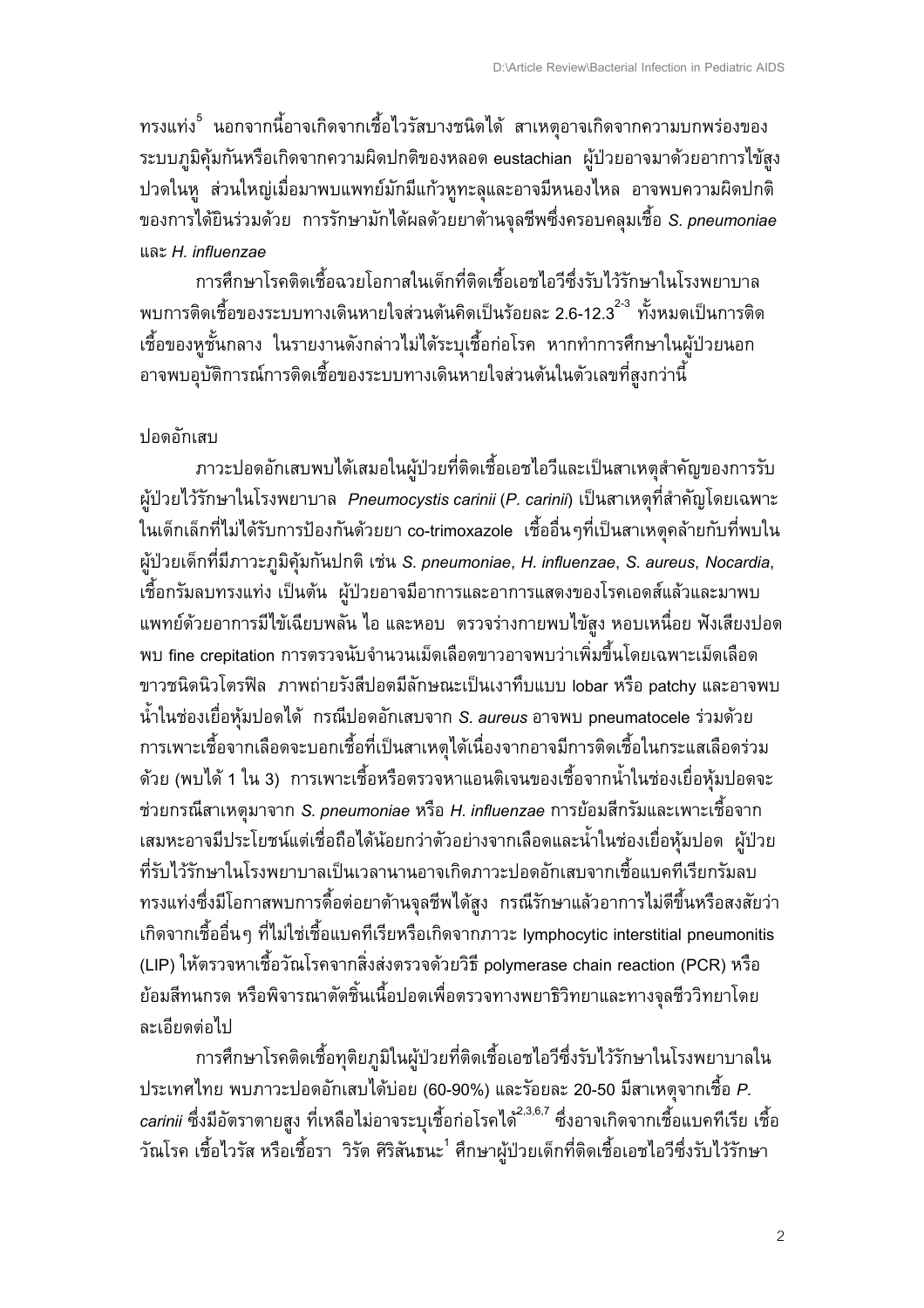ทรงแท่ง[5] นอกจากนี้อาจเกิดจากเชื้อไวรัสบางชนิดได้ สาเหตุอาจเกิดจากความบกพร่องของระบบภูมิคุ้มกันหรือเกิดจากความผิดปกติของหลอด eustachian ผู้ป่วยอาจมาด้วยอาการไข้สูง ปวดในหู ส่วนใหญ่เมื่อมาพบแพทย์มักมีแก้วหูทะลุและอาจมีหนองไหล อาจพบความผิดปกติของการได้ยินร่วมด้วย การรักษามักได้ผลด้วยยาต้านจุลชีพซึ่งครอบคลุมเชื้อ *S. pneumoniae* และ *H. influenzae*

การศึกษาโรคติดเชื้อฉวยโอกาสในเด็กที่ติดเชื้อเอชไอวีซึ่งรับไว้รักษาในโรงพยาบาล พบการติดเชื้อของระบบทางเดินหายใจส่วนต้นคิดเป็นร้อยละ 2.6-12.3[2-3] ทั้งหมดเป็นการติดเชื้อของหูชั้นกลาง ในรายงานดังกล่าวไม่ได้ระบุเชื้อก่อโรค หากทำการศึกษาในผู้ป่วยนอกอาจพบอุบัติการณ์การติดเชื้อของระบบทางเดินหายใจส่วนต้นในตัวเลขที่สูงกว่านี้

ปอดอักเสบ

ภาวะปอดอักเสบพบได้เสมอในผู้ป่วยที่ติดเชื้อเอชไอวีและเป็นสาเหตุสำคัญของการรับผู้ป่วยไว้รักษาในโรงพยาบาล *Pneumocystis carinii* (*P. carinii*) เป็นสาเหตุที่สำคัญโดยเฉพาะในเด็กเล็กที่ไม่ได้รับการป้องกันด้วยยา co-trimoxazole เชื้ออื่นๆที่เป็นสาเหตุคล้ายกับที่พบในผู้ป่วยเด็กที่มีภาวะภูมิคุ้มกันปกติ เช่น *S. pneumoniae*, *H. influenzae*, *S. aureus*, *Nocardia*, เชื้อกรัมลบทรงแท่ง เป็นต้น ผู้ป่วยอาจมีอาการและอาการแสดงของโรคเอดส์แล้วและมาพบแพทย์ด้วยอาการมีไข้เฉียบพลัน ไอ และหอบ ตรวจร่างกายพบไข้สูง หอบเหนื่อย ฟังเสียงปอดพบ fine crepitation การตรวจนับจำนวนเม็ดเลือดขาวอาจพบว่าเพิ่มขึ้นโดยเฉพาะเม็ดเลือดขาวชนิดนิวโตรฟิล ภาพถ่ายรังสีปอดมีลักษณะเป็นเงาทึบแบบ lobar หรือ patchy และอาจพบน้ำในช่องเยื่อหุ้มปอดได้ กรณีปอดอักเสบจาก *S. aureus* อาจพบ pneumatocele ร่วมด้วย การเพาะเชื้อจากเลือดจะบอกเชื้อที่เป็นสาเหตุได้เนื่องจากอาจมีการติดเชื้อในกระแสเลือดร่วมด้วย (พบได้ 1 ใน 3) การเพาะเชื้อหรือตรวจหาแอนติเจนของเชื้อจากน้ำในช่องเยื่อหุ้มปอดจะช่วยกรณีสาเหตุมาจาก *S. pneumoniae* หรือ *H. influenzae* การย้อมสีกรัมและเพาะเชื้อจากเสมหะอาจมีประโยชน์แต่เชื่อถือได้น้อยกว่าตัวอย่างจากเลือดและน้ำในช่องเยื่อหุ้มปอด ผู้ป่วยที่รับไว้รักษาในโรงพยาบาลเป็นเวลานานอาจเกิดภาวะปอดอักเสบจากเชื้อแบคทีเรียกรัมลบทรงแท่งซึ่งมีโอกาสพบการดื้อต่อยาต้านจุลชีพได้สูง กรณีรักษาแล้วอาการไม่ดีขึ้นหรือสงสัยว่าเกิดจากเชื้ออื่นๆ ที่ไม่ใช่เชื้อแบคทีเรียหรือเกิดจากภาวะ lymphocytic interstitial pneumonitis (LIP) ให้ตรวจหาเชื้อวัณโรคจากสิ่งส่งตรวจด้วยวิธี polymerase chain reaction (PCR) หรือย้อมสีทนกรด หรือพิจารณาตัดชิ้นเนื้อปอดเพื่อตรวจทางพยาธิวิทยาและทางจุลชีววิทยาโดยละเอียดต่อไป

การศึกษาโรคติดเชื้อทุติยภูมิในผู้ป่วยที่ติดเชื้อเอชไอวีซึ่งรับไว้รักษาในโรงพยาบาลในประเทศไทย พบภาวะปอดอักเสบได้บ่อย (60-90%) และร้อยละ 20-50 มีสาเหตุจากเชื้อ *P. carinii* ซึ่งมีอัตราตายสูง ที่เหลือไม่อาจระบุเชื้อก่อโรคได้[2,3,6,7] ซึ่งอาจเกิดจากเชื้อแบคทีเรีย เชื้อวัณโรค เชื้อไวรัส หรือเชื้อรา วิรัต ศิริสันธนะ[1] ศึกษาผู้ป่วยเด็กที่ติดเชื้อเอชไอวีซึ่งรับไว้รักษา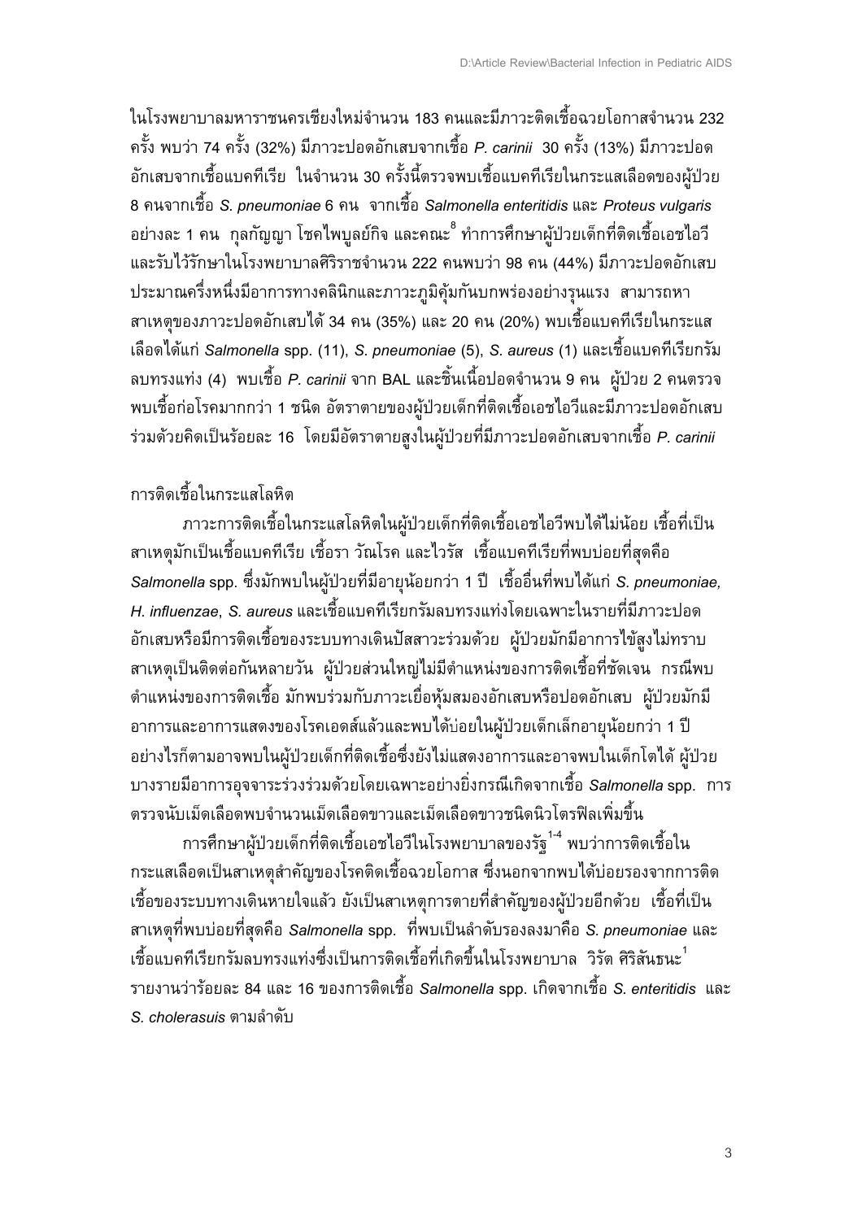ในโรงพยาบาลมหาราชนครเชียงใหม่จำนวน 183 คนและมีภาวะติดเชื้อฉวยโอกาสจำนวน 232 ครั้ง พบว่า 74 ครั้ง (32%) มีภาวะปอดอักเสบจากเชื้อ *P. carinii* 30 ครั้ง (13%) มีภาวะปอดอักเสบจากเชื้อแบคทีเรีย ในจำนวน 30 ครั้งนี้ตรวจพบเชื้อแบคทีเรียในกระแสเลือดของผู้ป่วย 8 คนจากเชื้อ *S. pneumoniae* 6 คน จากเชื้อ *Salmonella enteritidis* และ *Proteus vulgaris* อย่างละ 1 คน กุลกัญญา โชคไพบูลย์กิจ และคณะ[8] ทำการศึกษาผู้ป่วยเด็กที่ติดเชื้อเอชไอวีและรับไว้รักษาในโรงพยาบาลศิริราชจำนวน 222 คนพบว่า 98 คน (44%) มีภาวะปอดอักเสบ ประมาณครึ่งหนึ่งมีอาการทางคลินิกและภาวะภูมิคุ้มกันบกพร่องอย่างรุนแรง สามารถหาสาเหตุของภาวะปอดอักเสบได้ 34 คน (35%) และ 20 คน (20%) พบเชื้อแบคทีเรียในกระแสเลือดได้แก่ *Salmonella* spp. (11), *S. pneumoniae* (5), *S. aureus* (1) และเชื้อแบคทีเรียกรัมลบทรงแท่ง (4) พบเชื้อ *P. carinii* จาก BAL และชิ้นเนื้อปอดจำนวน 9 คน ผู้ป่วย 2 คนตรวจพบเชื้อก่อโรคมากกว่า 1 ชนิด อัตราตายของผู้ป่วยเด็กที่ติดเชื้อเอชไอวีและมีภาวะปอดอักเสบร่วมด้วยคิดเป็นร้อยละ 16 โดยมีอัตราตายสูงในผู้ป่วยที่มีภาวะปอดอักเสบจากเชื้อ *P. carinii*

## การติดเชื้อในกระแสโลหิต

ภาวะการติดเชื้อในกระแสโลหิตในผู้ป่วยเด็กที่ติดเชื้อเอชไอวีพบได้ไม่น้อย เชื้อที่เป็นสาเหตุมักเป็นเชื้อแบคทีเรีย เชื้อรา วัณโรค และไวรัส เชื้อแบคทีเรียที่พบบ่อยที่สุดคือ *Salmonella* spp. ซึ่งมักพบในผู้ป่วยที่มีอายุน้อยกว่า 1 ปี เชื้ออื่นที่พบได้แก่ *S. pneumoniae, H. influenzae*, *S. aureus* และเชื้อแบคทีเรียกรัมลบทรงแท่งโดยเฉพาะในรายที่มีภาวะปอดอักเสบหรือมีการติดเชื้อของระบบทางเดินปัสสาวะร่วมด้วย ผู้ป่วยมักมีอาการไข้สูงไม่ทราบสาเหตุเป็นติดต่อกันหลายวัน ผู้ป่วยส่วนใหญ่ไม่มีตำแหน่งของการติดเชื้อที่ชัดเจน กรณีพบตำแหน่งของการติดเชื้อ มักพบร่วมกับภาวะเยื่อหุ้มสมองอักเสบหรือปอดอักเสบ ผู้ป่วยมักมีอาการและอาการแสดงของโรคเอดส์แล้วและพบได้บ่อยในผู้ป่วยเด็กเล็กอายุน้อยกว่า 1 ปี อย่างไรก็ตามอาจพบในผู้ป่วยเด็กที่ติดเชื้อซึ่งยังไม่แสดงอาการและอาจพบในเด็กโตได้ ผู้ป่วยบางรายมีอาการอุจจาระร่วงร่วมด้วยโดยเฉพาะอย่างยิ่งกรณีเกิดจากเชื้อ *Salmonella* spp. การตรวจนับเม็ดเลือดพบจำนวนเม็ดเลือดขาวและเม็ดเลือดขาวชนิดนิวโตรฟิลเพิ่มขึ้น

การศึกษาผู้ป่วยเด็กที่ติดเชื้อเอชไอวีในโรงพยาบาลของรัฐ[1-4] พบว่าการติดเชื้อในกระแสเลือดเป็นสาเหตุสำคัญของโรคติดเชื้อฉวยโอกาส ซึ่งนอกจากพบได้บ่อยรองจากการติดเชื้อของระบบทางเดินหายใจแล้ว ยังเป็นสาเหตุการตายที่สำคัญของผู้ป่วยอีกด้วย เชื้อที่เป็นสาเหตุที่พบบ่อยที่สุดคือ *Salmonella* spp. ที่พบเป็นลำดับรองลงมาคือ *S. pneumoniae* และเชื้อแบคทีเรียกรัมลบทรงแท่งซึ่งเป็นการติดเชื้อที่เกิดขึ้นในโรงพยาบาล วิรัต ศิริสันธนะ[1] รายงานว่าร้อยละ 84 และ 16 ของการติดเชื้อ *Salmonella* spp. เกิดจากเชื้อ *S. enteritidis* และ *S. cholerasuis* ตามลำดับ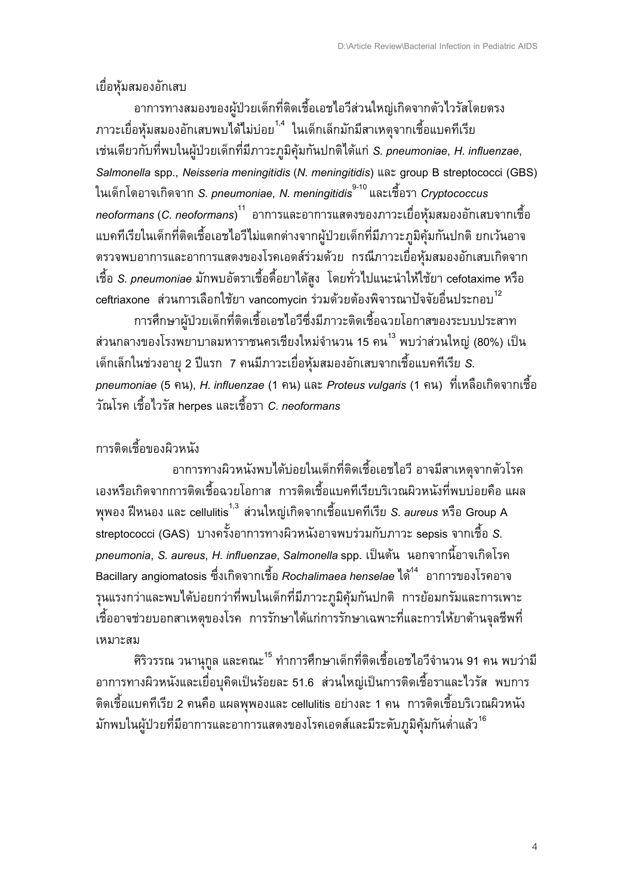## เยื่อหุ้มสมองอักเสบ

อาการทางสมองของผู้ป่วยเด็กที่ติดเชื้อเอชไอวีส่วนใหญ่เกิดจากตัวไวรัสโดยตรง ภาวะเยื่อหุ้มสมองอักเสบพบได้ไม่บ่อย[1,4] ในเด็กเล็กมักมีสาเหตุจากเชื้อแบคทีเรีย เช่นเดียวกับที่พบในผู้ป่วยเด็กที่มีภาวะภูมิคุ้มกันปกติได้แก่ *S. pneumoniae*, *H. influenzae*, *Salmonella* spp., *Neisseria meningitidis* (*N. meningitidis*) และ group B streptococci (GBS) ในเด็กโตอาจเกิดจาก *S. pneumoniae*, *N. meningitidis*[9-10] และเชื้อรา *Cryptococcus neoformans* (*C. neoformans*)[11] อาการและอาการแสดงของภาวะเยื่อหุ้มสมองอักเสบจากเชื้อแบคทีเรียในเด็กที่ติดเชื้อเอชไอวีไม่แตกต่างจากผู้ป่วยเด็กที่มีภาวะภูมิคุ้มกันปกติ ยกเว้นอาจตรวจพบอาการและอาการแสดงของโรคเอดส์ร่วมด้วย กรณีภาวะเยื่อหุ้มสมองอักเสบเกิดจากเชื้อ *S. pneumoniae* มักพบอัตราเชื้อดื้อยาได้สูง โดยทั่วไปแนะนำให้ใช้ยา cefotaxime หรือ ceftriaxone ส่วนการเลือกใช้ยา vancomycin ร่วมด้วยต้องพิจารณาปัจจัยอื่นประกอบ[12]

การศึกษาผู้ป่วยเด็กที่ติดเชื้อเอชไอวีซึ่งมีภาวะติดเชื้อฉวยโอกาสของระบบประสาทส่วนกลางของโรงพยาบาลมหาราชนครเชียงใหม่จำนวน 15 คน[13] พบว่าส่วนใหญ่ (80%) เป็นเด็กเล็กในช่วงอายุ 2 ปีแรก 7 คนมีภาวะเยื่อหุ้มสมองอักเสบจากเชื้อแบคทีเรีย *S. pneumoniae* (5 คน), *H. influenzae* (1 คน) และ *Proteus vulgaris* (1 คน) ที่เหลือเกิดจากเชื้อวัณโรค เชื้อไวรัส herpes และเชื้อรา *C. neoformans*

## การติดเชื้อของผิวหนัง

อาการทางผิวหนังพบได้บ่อยในเด็กที่ติดเชื้อเอชไอวี อาจมีสาเหตุจากตัวโรคเองหรือเกิดจากการติดเชื้อฉวยโอกาส การติดเชื้อแบคทีเรียบริเวณผิวหนังที่พบบ่อยคือ แผลพุพอง ฝีหนอง และ cellulitis[1,3] ส่วนใหญ่เกิดจากเชื้อแบคทีเรีย *S. aureus* หรือ Group A streptococci (GAS) บางครั้งอาการทางผิวหนังอาจพบร่วมกับภาวะ sepsis จากเชื้อ *S. pneumonia*, *S. aureus*, *H. influenzae*, *Salmonella* spp. เป็นต้น นอกจากนี้อาจเกิดโรค Bacillary angiomatosis ซึ่งเกิดจากเชื้อ *Rochalimaea henselae* ได้[14] อาการของโรคอาจรุนแรงกว่าและพบได้บ่อยกว่าที่พบในเด็กที่มีภาวะภูมิคุ้มกันปกติ การย้อมกรัมและการเพาะเชื้ออาจช่วยบอกสาเหตุของโรค การรักษาได้แก่การรักษาเฉพาะที่และการให้ยาต้านจุลชีพที่เหมาะสม

ศิริวรรณ วนานุกูล และคณะ[15] ทำการศึกษาเด็กที่ติดเชื้อเอชไอวีจำนวน 91 คน พบว่ามีอาการทางผิวหนังและเยื่อบุคิดเป็นร้อยละ 51.6 ส่วนใหญ่เป็นการติดเชื้อราและไวรัส พบการติดเชื้อแบคทีเรีย 2 คนคือ แผลพุพองและ cellulitis อย่างละ 1 คน การติดเชื้อบริเวณผิวหนังมักพบในผู้ป่วยที่มีอาการและอาการแสดงของโรคเอดส์และมีระดับภูมิคุ้มกันต่ำแล้ว[16]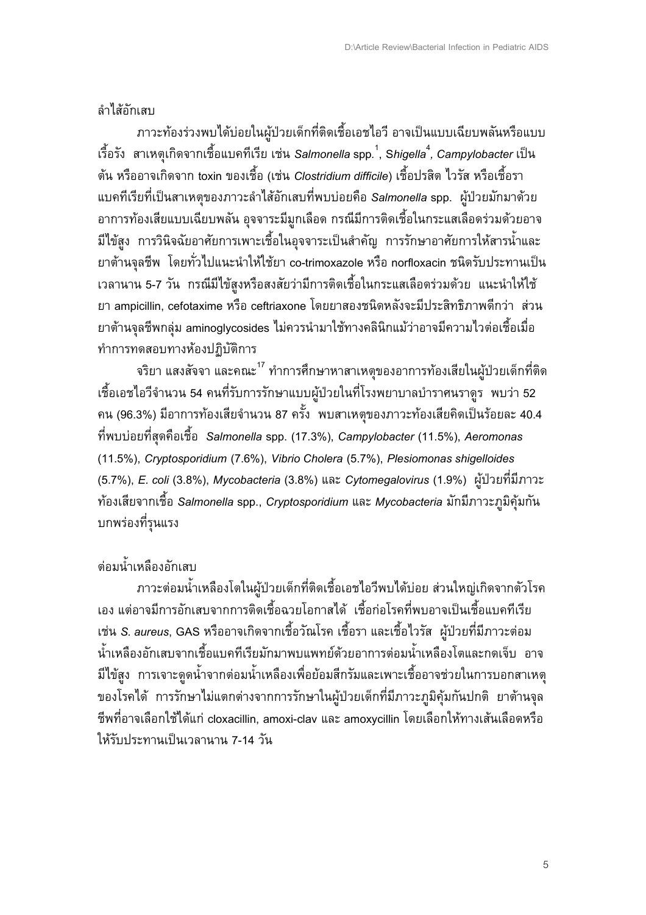## ลำไส้อักเสบ

ภาวะท้องร่วงพบได้บ่อยในผู้ป่วยเด็กที่ติดเชื้อเอชไอวี อาจเป็นแบบเฉียบพลันหรือแบบเรื้อรัง สาเหตุเกิดจากเชื้อแบคทีเรีย เช่น *Salmonella* spp.[1], S*higella*[4], *Campylobacter* เป็นต้น หรืออาจเกิดจาก toxin ของเชื้อ (เช่น *Clostridium difficile*) เชื้อปรสิต ไวรัส หรือเชื้อรา แบคทีเรียที่เป็นสาเหตุของภาวะลำไส้อักเสบที่พบบ่อยคือ *Salmonella* spp. ผู้ป่วยมักมาด้วยอาการท้องเสียแบบเฉียบพลัน อุจจาระมีมูกเลือด กรณีมีการติดเชื้อในกระแสเลือดร่วมด้วยอาจมีไข้สูง การวินิจฉัยอาศัยการเพาะเชื้อในอุจจาระเป็นสำคัญ การรักษาอาศัยการให้สารน้ำและยาต้านจุลชีพ โดยทั่วไปแนะนำให้ใช้ยา co-trimoxazole หรือ norfloxacin ชนิดรับประทานเป็นเวลานาน 5-7 วัน กรณีมีไข้สูงหรือสงสัยว่ามีการติดเชื้อในกระแสเลือดร่วมด้วย แนะนำให้ใช้ยา ampicillin, cefotaxime หรือ ceftriaxone โดยยาสองชนิดหลังจะมีประสิทธิภาพดีกว่า ส่วนยาต้านจุลชีพกลุ่ม aminoglycosides ไม่ควรนำมาใช้ทางคลินิกแม้ว่าอาจมีความไวต่อเชื้อเมื่อทำการทดสอบทางห้องปฏิบัติการ

จริยา แสงสัจจา และคณะ[17] ทำการศึกษาหาสาเหตุของอาการท้องเสียในผู้ป่วยเด็กที่ติดเชื้อเอชไอวีจำนวน 54 คนที่รับการรักษาแบบผู้ป่วยในที่โรงพยาบาลบำราศนราดูร พบว่า 52 คน (96.3%) มีอาการท้องเสียจำนวน 87 ครั้ง พบสาเหตุของภาวะท้องเสียคิดเป็นร้อยละ 40.4 ที่พบบ่อยที่สุดคือเชื้อ *Salmonella* spp. (17.3%), *Campylobacter* (11.5%), *Aeromonas* (11.5%), *Cryptosporidium* (7.6%), *Vibrio Cholera* (5.7%), *Plesiomonas shigelloides* (5.7%), *E. coli* (3.8%), *Mycobacteria* (3.8%) และ *Cytomegalovirus* (1.9%) ผู้ป่วยที่มีภาวะท้องเสียจากเชื้อ *Salmonella* spp., *Cryptosporidium* และ *Mycobacteria* มักมีภาวะภูมิคุ้มกันบกพร่องที่รุนแรง

## ต่อมน้ำเหลืองอักเสบ

ภาวะต่อมน้ำเหลืองโตในผู้ป่วยเด็กที่ติดเชื้อเอชไอวีพบได้บ่อย ส่วนใหญ่เกิดจากตัวโรคเอง แต่อาจมีการอักเสบจากการติดเชื้อฉวยโอกาสได้ เชื้อก่อโรคที่พบอาจเป็นเชื้อแบคทีเรีย เช่น *S. aureus*, GAS หรืออาจเกิดจากเชื้อวัณโรค เชื้อรา และเชื้อไวรัส ผู้ป่วยที่มีภาวะต่อมน้ำเหลืองอักเสบจากเชื้อแบคทีเรียมักมาพบแพทย์ด้วยอาการต่อมน้ำเหลืองโตและกดเจ็บ อาจมีไข้สูง การเจาะดูดน้ำจากต่อมน้ำเหลืองเพื่อย้อมสีกรัมและเพาะเชื้ออาจช่วยในการบอกสาเหตุของโรคได้ การรักษาไม่แตกต่างจากการรักษาในผู้ป่วยเด็กที่มีภาวะภูมิคุ้มกันปกติ ยาต้านจุลชีพที่อาจเลือกใช้ได้แก่ cloxacillin, amoxi-clav และ amoxycillin โดยเลือกให้ทางเส้นเลือดหรือให้รับประทานเป็นเวลานาน 7-14 วัน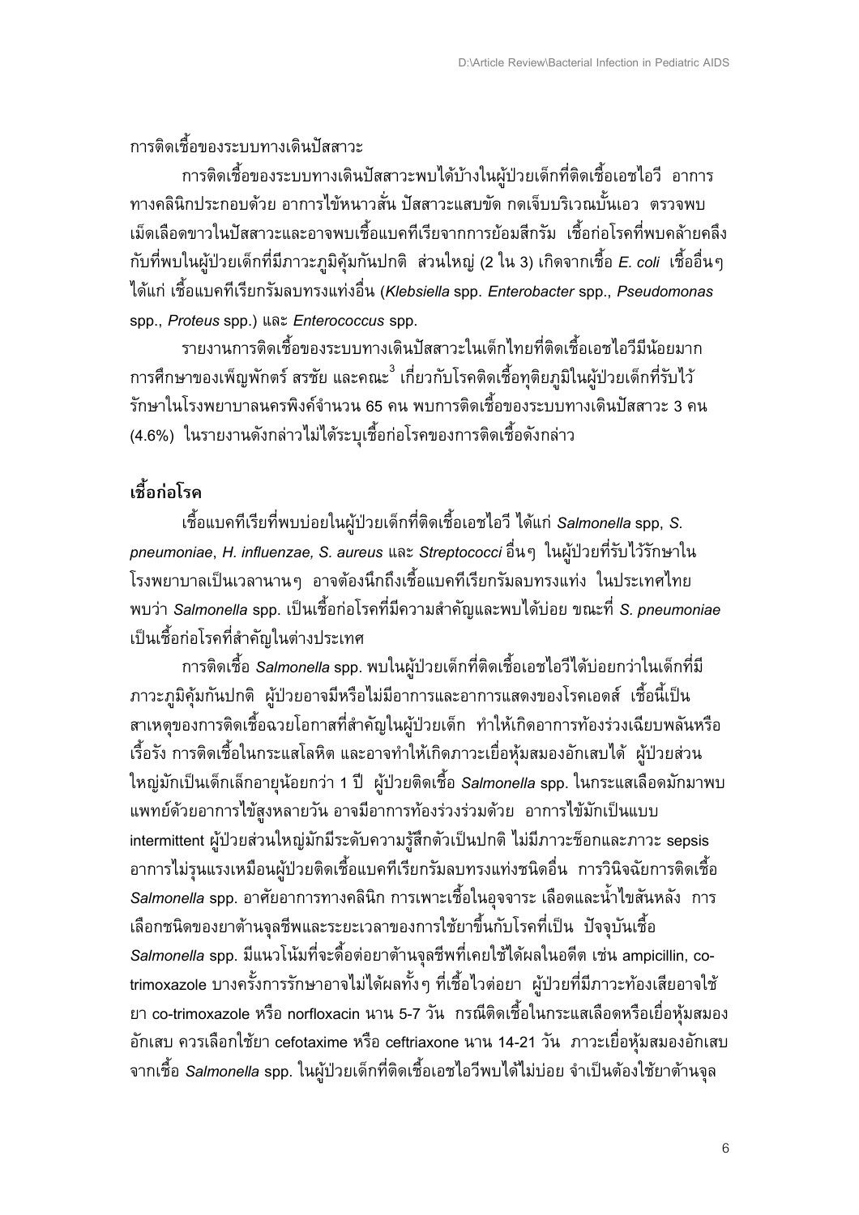การติดเชื้อของระบบทางเดินปัสสาวะ

การติดเชื้อของระบบทางเดินปัสสาวะพบได้บ้างในผู้ป่วยเด็กที่ติดเชื้อเอชไอวี อาการทางคลินิกประกอบด้วย อาการไข้หนาวสั่น ปัสสาวะแสบขัด กดเจ็บบริเวณบั้นเอว ตรวจพบเม็ดเลือดขาวในปัสสาวะและอาจพบเชื้อแบคทีเรียจากการย้อมสีกรัม เชื้อก่อโรคที่พบคล้ายคลึงกับที่พบในผู้ป่วยเด็กที่มีภาวะภูมิคุ้มกันปกติ ส่วนใหญ่ (2 ใน 3) เกิดจากเชื้อ *E. coli* เชื้ออื่นๆ ได้แก่ เชื้อแบคทีเรียกรัมลบทรงแท่งอื่น (*Klebsiella* spp. *Enterobacter* spp., *Pseudomonas* spp., *Proteus* spp.) และ *Enterococcus* spp.

รายงานการติดเชื้อของระบบทางเดินปัสสาวะในเด็กไทยที่ติดเชื้อเอชไอวีมีน้อยมาก การศึกษาของเพ็ญพักตร์ สรชัย และคณะ[3] เกี่ยวกับโรคติดเชื้อทุติยภูมิในผู้ป่วยเด็กที่รับไว้รักษาในโรงพยาบาลนครพิงค์จำนวน 65 คน พบการติดเชื้อของระบบทางเดินปัสสาวะ 3 คน (4.6%) ในรายงานดังกล่าวไม่ได้ระบุเชื้อก่อโรคของการติดเชื้อดังกล่าว

## เชื้อก่อโรค

เชื้อแบคทีเรียที่พบบ่อยในผู้ป่วยเด็กที่ติดเชื้อเอชไอวี ได้แก่ *Salmonella* spp, *S. pneumoniae*, *H. influenzae*, *S. aureus* และ *Streptococci* อื่นๆ ในผู้ป่วยที่รับไว้รักษาในโรงพยาบาลเป็นเวลานานๆ อาจต้องนึกถึงเชื้อแบคทีเรียกรัมลบทรงแท่ง ในประเทศไทยพบว่า *Salmonella* spp. เป็นเชื้อก่อโรคที่มีความสำคัญและพบได้บ่อย ขณะที่ *S. pneumoniae* เป็นเชื้อก่อโรคที่สำคัญในต่างประเทศ

การติดเชื้อ *Salmonella* spp. พบในผู้ป่วยเด็กที่ติดเชื้อเอชไอวีได้บ่อยกว่าในเด็กที่มีภาวะภูมิคุ้มกันปกติ ผู้ป่วยอาจมีหรือไม่มีอาการและอาการแสดงของโรคเอดส์ เชื้อนี้เป็นสาเหตุของการติดเชื้อฉวยโอกาสที่สำคัญในผู้ป่วยเด็ก ทำให้เกิดอาการท้องร่วงเฉียบพลันหรือเรื้อรัง การติดเชื้อในกระแสโลหิต และอาจทำให้เกิดภาวะเยื่อหุ้มสมองอักเสบได้ ผู้ป่วยส่วนใหญ่มักเป็นเด็กเล็กอายุน้อยกว่า 1 ปี ผู้ป่วยติดเชื้อ *Salmonella* spp. ในกระแสเลือดมักมาพบแพทย์ด้วยอาการไข้สูงหลายวัน อาจมีอาการท้องร่วงร่วมด้วย อาการไข้มักเป็นแบบ intermittent ผู้ป่วยส่วนใหญ่มักมีระดับความรู้สึกตัวเป็นปกติ ไม่มีภาวะช็อกและภาวะ sepsis อาการไม่รุนแรงเหมือนผู้ป่วยติดเชื้อแบคทีเรียกรัมลบทรงแท่งชนิดอื่น การวินิจฉัยการติดเชื้อ *Salmonella* spp. อาศัยอาการทางคลินิก การเพาะเชื้อในอุจจาระ เลือดและน้ำไขสันหลัง การเลือกชนิดของยาต้านจุลชีพและระยะเวลาของการใช้ยาขึ้นกับโรคที่เป็น ปัจจุบันเชื้อ *Salmonella* spp. มีแนวโน้มที่จะดื้อต่อยาต้านจุลชีพที่เคยใช้ได้ผลในอดีต เช่น ampicillin, co-trimoxazole บางครั้งการรักษาอาจไม่ได้ผลทั้งๆ ที่เชื้อไวต่อยา ผู้ป่วยที่มีภาวะท้องเสียอาจใช้ยา co-trimoxazole หรือ norfloxacin นาน 5-7 วัน กรณีติดเชื้อในกระแสเลือดหรือเยื่อหุ้มสมองอักเสบ ควรเลือกใช้ยา cefotaxime หรือ ceftriaxone นาน 14-21 วัน ภาวะเยื่อหุ้มสมองอักเสบจากเชื้อ *Salmonella* spp. ในผู้ป่วยเด็กที่ติดเชื้อเอชไอวีพบได้ไม่บ่อย จำเป็นต้องใช้ยาต้านจุล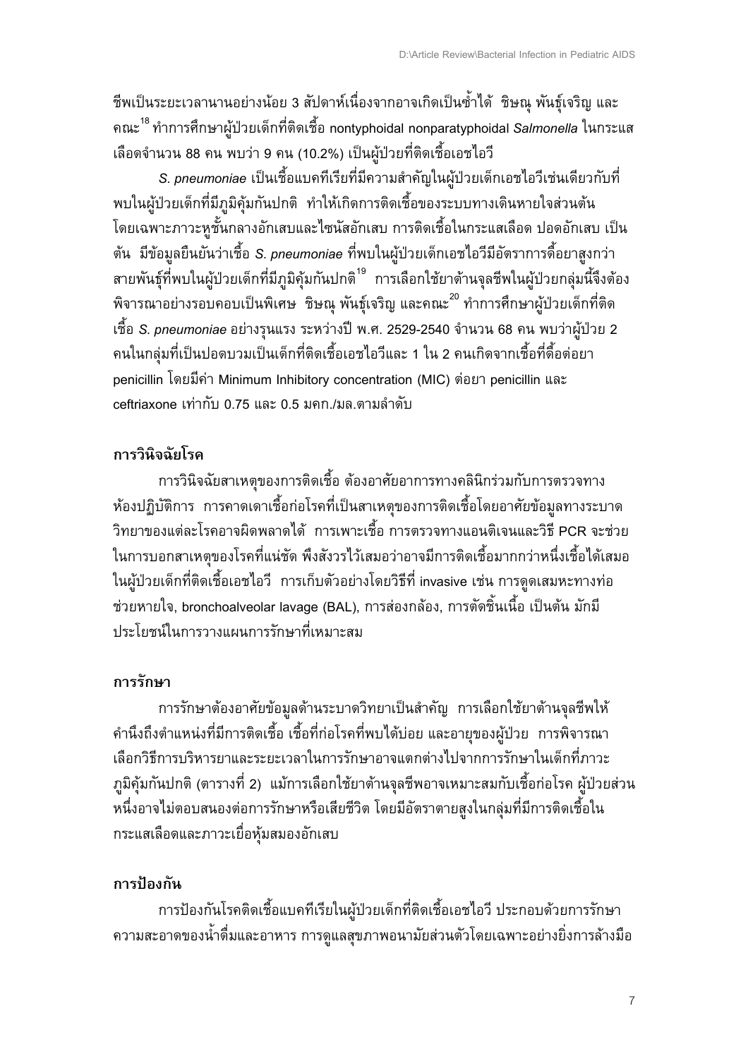ชีพเป็นระยะเวลานานอย่างน้อย 3 สัปดาห์เนื่องจากอาจเกิดเป็นซ้ำได้ ชิษณุ พันธุ์เจริญ และคณะ[18] ทำการศึกษาผู้ป่วยเด็กที่ติดเชื้อ nontyphoidal nonparatyphoidal *Salmonella* ในกระแสเลือดจำนวน 88 คน พบว่า 9 คน (10.2%) เป็นผู้ป่วยที่ติดเชื้อเอชไอวี

*S. pneumoniae* เป็นเชื้อแบคทีเรียที่มีความสำคัญในผู้ป่วยเด็กเอชไอวีเช่นเดียวกับที่พบในผู้ป่วยเด็กที่มีภูมิคุ้มกันปกติ ทำให้เกิดการติดเชื้อของระบบทางเดินหายใจส่วนต้น โดยเฉพาะภาวะหูชั้นกลางอักเสบและไซนัสอักเสบ การติดเชื้อในกระแสเลือด ปอดอักเสบ เป็นต้น มีข้อมูลยืนยันว่าเชื้อ *S. pneumoniae* ที่พบในผู้ป่วยเด็กเอชไอวีมีอัตราการดื้อยาสูงกว่าสายพันธุ์ที่พบในผู้ป่วยเด็กที่มีภูมิคุ้มกันปกติ[19] การเลือกใช้ยาต้านจุลชีพในผู้ป่วยกลุ่มนี้จึงต้องพิจารณาอย่างรอบคอบเป็นพิเศษ ชิษณุ พันธุ์เจริญ และคณะ[20] ทำการศึกษาผู้ป่วยเด็กที่ติดเชื้อ *S. pneumoniae* อย่างรุนแรง ระหว่างปี พ.ศ. 2529-2540 จำนวน 68 คน พบว่าผู้ป่วย 2 คนในกลุ่มที่เป็นปอดบวมเป็นเด็กที่ติดเชื้อเอชไอวีและ 1 ใน 2 คนเกิดจากเชื้อที่ดื้อต่อยา penicillin โดยมีค่า Minimum Inhibitory concentration (MIC) ต่อยา penicillin และ ceftriaxone เท่ากับ 0.75 และ 0.5 มคก./มล.ตามลำดับ

## การวินิจฉัยโรค

การวินิจฉัยสาเหตุของการติดเชื้อ ต้องอาศัยอาการทางคลินิกร่วมกับการตรวจทางห้องปฏิบัติการ การคาดเดาเชื้อก่อโรคที่เป็นสาเหตุของการติดเชื้อโดยอาศัยข้อมูลทางระบาดวิทยาของแต่ละโรคอาจผิดพลาดได้ การเพาะเชื้อ การตรวจทางแอนติเจนและวิธี PCR จะช่วยในการบอกสาเหตุของโรคที่แน่ชัด พึงสังวรไว้เสมอว่าอาจมีการติดเชื้อมากกว่าหนึ่งเชื้อได้เสมอในผู้ป่วยเด็กที่ติดเชื้อเอชไอวี การเก็บตัวอย่างโดยวิธีที่ invasive เช่น การดูดเสมหะทางท่อช่วยหายใจ, bronchoalveolar lavage (BAL), การส่องกล้อง, การตัดชิ้นเนื้อ เป็นต้น มักมีประโยชน์ในการวางแผนการรักษาที่เหมาะสม

## การรักษา

การรักษาต้องอาศัยข้อมูลด้านระบาดวิทยาเป็นสำคัญ การเลือกใช้ยาต้านจุลชีพให้คำนึงถึงตำแหน่งที่มีการติดเชื้อ เชื้อที่ก่อโรคที่พบได้บ่อย และอายุของผู้ป่วย การพิจารณาเลือกวิธีการบริหารยาและระยะเวลาในการรักษาอาจแตกต่างไปจากการรักษาในเด็กที่ภาวะภูมิคุ้มกันปกติ (ตารางที่ 2) แม้การเลือกใช้ยาต้านจุลชีพอาจเหมาะสมกับเชื้อก่อโรค ผู้ป่วยส่วนหนึ่งอาจไม่ตอบสนองต่อการรักษาหรือเสียชีวิต โดยมีอัตราตายสูงในกลุ่มที่มีการติดเชื้อในกระแสเลือดและภาวะเยื่อหุ้มสมองอักเสบ

## การป้องกัน

การป้องกันโรคติดเชื้อแบคทีเรียในผู้ป่วยเด็กที่ติดเชื้อเอชไอวี ประกอบด้วยการรักษาความสะอาดของน้ำดื่มและอาหาร การดูแลสุขภาพอนามัยส่วนตัวโดยเฉพาะอย่างยิ่งการล้างมือ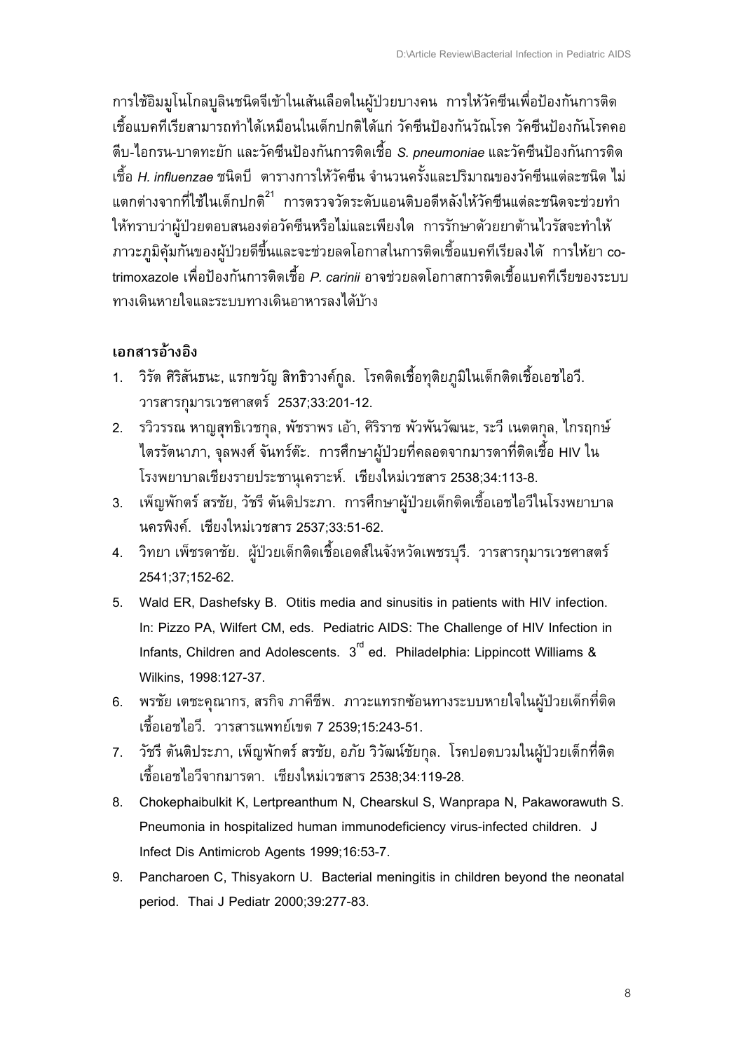การใช้อิมมูโนโกลบูลินชนิดจีเข้าในเส้นเลือดในผู้ป่วยบางคน การให้วัคซีนเพื่อป้องกันการติดเชื้อแบคทีเรียสามารถทำได้เหมือนในเด็กปกติได้แก่ วัคซีนป้องกันวัณโรค วัคซีนป้องกันโรคคอตีบ-ไอกรน-บาดทะยัก และวัคซีนป้องกันการติดเชื้อ *S. pneumoniae* และวัคซีนป้องกันการติดเชื้อ *H. influenzae* ชนิดบี ตารางการให้วัคซีน จำนวนครั้งและปริมาณของวัคซีนแต่ละชนิด ไม่แตกต่างจากที่ใช้ในเด็กปกติ[21] การตรวจวัดระดับแอนติบอดีหลังให้วัคซีนแต่ละชนิดจะช่วยทำให้ทราบว่าผู้ป่วยตอบสนองต่อวัคซีนหรือไม่และเพียงใด การรักษาด้วยยาต้านไวรัสจะทำให้ภาวะภูมิคุ้มกันของผู้ป่วยดีขึ้นและจะช่วยลดโอกาสในการติดเชื้อแบคทีเรียลงได้ การให้ยา co-trimoxazole เพื่อป้องกันการติดเชื้อ *P. carinii* อาจช่วยลดโอกาสการติดเชื้อแบคทีเรียของระบบทางเดินหายใจและระบบทางเดินอาหารลงได้บ้าง

## เอกสารอ้างอิง

1. วิรัต ศิริสันธนะ, แรกขวัญ สิทธิวางค์กูล. โรคติดเชื้อทุติยภูมิในเด็กติดเชื้อเอชไอวี. วารสารกุมารเวชศาสตร์ 2537;33:201-12.
2. รวิวรรณ หาญสุทธิเวชกุล, พัชราพร เอ้า, ศิริราช พัวพันวัฒนะ, ระวี เนตตกุล, ไกรฤกษ์ ไตรรัตนาภา, จุลพงศ์ จันทร์ต๊ะ. การศึกษาผู้ป่วยที่คลอดจากมารดาที่ติดเชื้อ HIV ในโรงพยาบาลเชียงรายประชานุเคราะห์. เชียงใหม่เวชสาร 2538;34:113-8.
3. เพ็ญพักตร์ สรชัย, วัชรี ตันติประภา. การศึกษาผู้ป่วยเด็กติดเชื้อเอชไอวีในโรงพยาบาลนครพิงค์. เชียงใหม่เวชสาร 2537;33:51-62.
4. วิทยา เพ็ชรดาชัย. ผู้ป่วยเด็กติดเชื้อเอดส์ในจังหวัดเพชรบุรี. วารสารกุมารเวชศาสตร์ 2541;37;152-62.
5. Wald ER, Dashefsky B. Otitis media and sinusitis in patients with HIV infection. In: Pizzo PA, Wilfert CM, eds. Pediatric AIDS: The Challenge of HIV Infection in Infants, Children and Adolescents. 3rd ed. Philadelphia: Lippincott Williams & Wilkins, 1998:127-37.
6. พรชัย เตชะคุณากร, สรกิจ ภาคีชีพ. ภาวะแทรกซ้อนทางระบบหายใจในผู้ป่วยเด็กที่ติดเชื้อเอชไอวี. วารสารแพทย์เขต 7 2539;15:243-51.
7. วัชรี ตันติประภา, เพ็ญพักตร์ สรชัย, อภัย วิวัฒน์ชัยกุล. โรคปอดบวมในผู้ป่วยเด็กที่ติดเชื้อเอชไอวีจากมารดา. เชียงใหม่เวชสาร 2538;34:119-28.
8. Chokephaibulkit K, Lertpreanthum N, Chearskul S, Wanprapa N, Pakaworawuth S. Pneumonia in hospitalized human immunodeficiency virus-infected children. J Infect Dis Antimicrob Agents 1999;16:53-7.
9. Pancharoen C, Thisyakorn U. Bacterial meningitis in children beyond the neonatal period. Thai J Pediatr 2000;39:277-83.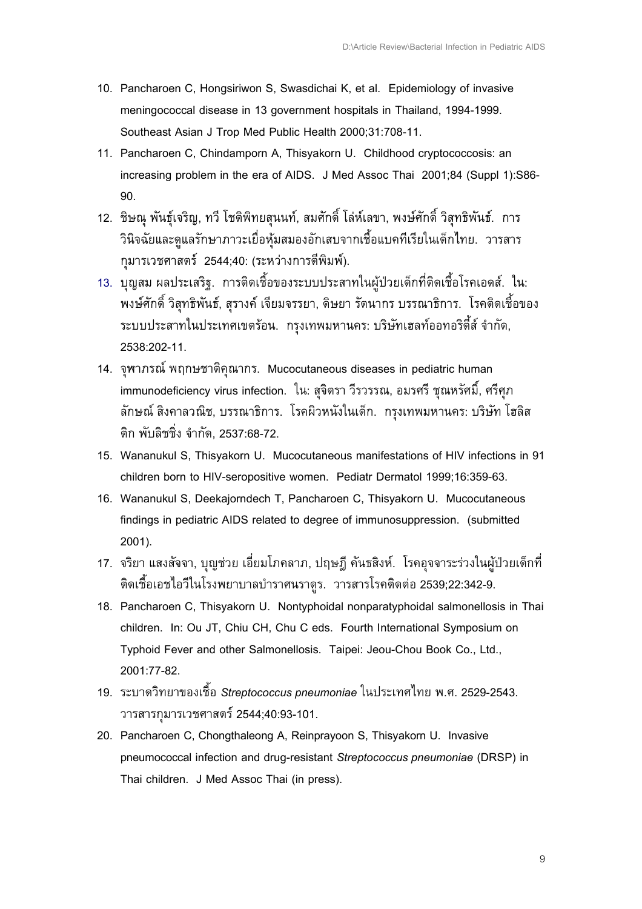10. Pancharoen C, Hongsiriwon S, Swasdichai K, et al. Epidemiology of invasive meningococcal disease in 13 government hospitals in Thailand, 1994-1999. Southeast Asian J Trop Med Public Health 2000;31:708-11.
11. Pancharoen C, Chindamporn A, Thisyakorn U. Childhood cryptococcosis: an increasing problem in the era of AIDS. J Med Assoc Thai 2001;84 (Suppl 1):S86-90.
12. ชิษณุ พันธุ์เจริญ, ทวี โชติพิทยสุนนท์, สมศักดิ์ โล่ห์เลขา, พงษ์ศักดิ์ วิสุทธิพันธ์. การวินิจฉัยและดูแลรักษาภาวะเยื่อหุ้มสมองอักเสบจากเชื้อแบคทีเรียในเด็กไทย. วารสารกุมารเวชศาสตร์ 2544;40: (ระหว่างการตีพิมพ์).
13. บุญสม ผลประเสริฐ. การติดเชื้อของระบบประสาทในผู้ป่วยเด็กที่ติดเชื้อโรคเอดส์. ใน: พงษ์ศักดิ์ วิสุทธิพันธ์, สุรางค์ เจียมจรรยา, ดิษยา รัตนากร บรรณาธิการ. โรคติดเชื้อของระบบประสาทในประเทศเขตร้อน. กรุงเทพมหานคร: บริษัทเฮลท์ออทอริตี้ส์ จำกัด, 2538:202-11.
14. จุฑาภรณ์ พฤกษชาติคุณากร. Mucocutaneous diseases in pediatric human immunodeficiency virus infection. ใน: สุจิตรา วีรวรรณ, อมรศรี ชุณหรัศมิ์, ศรีศุภลักษณ์ สิงคาลวณิช, บรรณาธิการ. โรคผิวหนังในเด็ก. กรุงเทพมหานคร: บริษัท โฮลิสติก พับลิชชิ่ง จำกัด, 2537:68-72.
15. Wananukul S, Thisyakorn U. Mucocutaneous manifestations of HIV infections in 91 children born to HIV-seropositive women. Pediatr Dermatol 1999;16:359-63.
16. Wananukul S, Deekajorndech T, Pancharoen C, Thisyakorn U. Mucocutaneous findings in pediatric AIDS related to degree of immunosuppression. (submitted 2001).
17. จริยา แสงสัจจา, บุญช่วย เอี่ยมโภคลาภ, ปฤษฎี คันธสิงห์. โรคอุจจาระร่วงในผู้ป่วยเด็กที่ติดเชื้อเอชไอวีในโรงพยาบาลบำราศนราดูร. วารสารโรคติดต่อ 2539;22:342-9.
18. Pancharoen C, Thisyakorn U. Nontyphoidal nonparatyphoidal salmonellosis in Thai children. In: Ou JT, Chiu CH, Chu C eds. Fourth International Symposium on Typhoid Fever and other Salmonellosis. Taipei: Jeou-Chou Book Co., Ltd., 2001:77-82.
19. ระบาดวิทยาของเชื้อ *Streptococcus pneumoniae* ในประเทศไทย พ.ศ. 2529-2543. วารสารกุมารเวชศาสตร์ 2544;40:93-101.
20. Pancharoen C, Chongthaleong A, Reinprayoon S, Thisyakorn U. Invasive pneumococcal infection and drug-resistant *Streptococcus pneumoniae* (DRSP) in Thai children. J Med Assoc Thai (in press).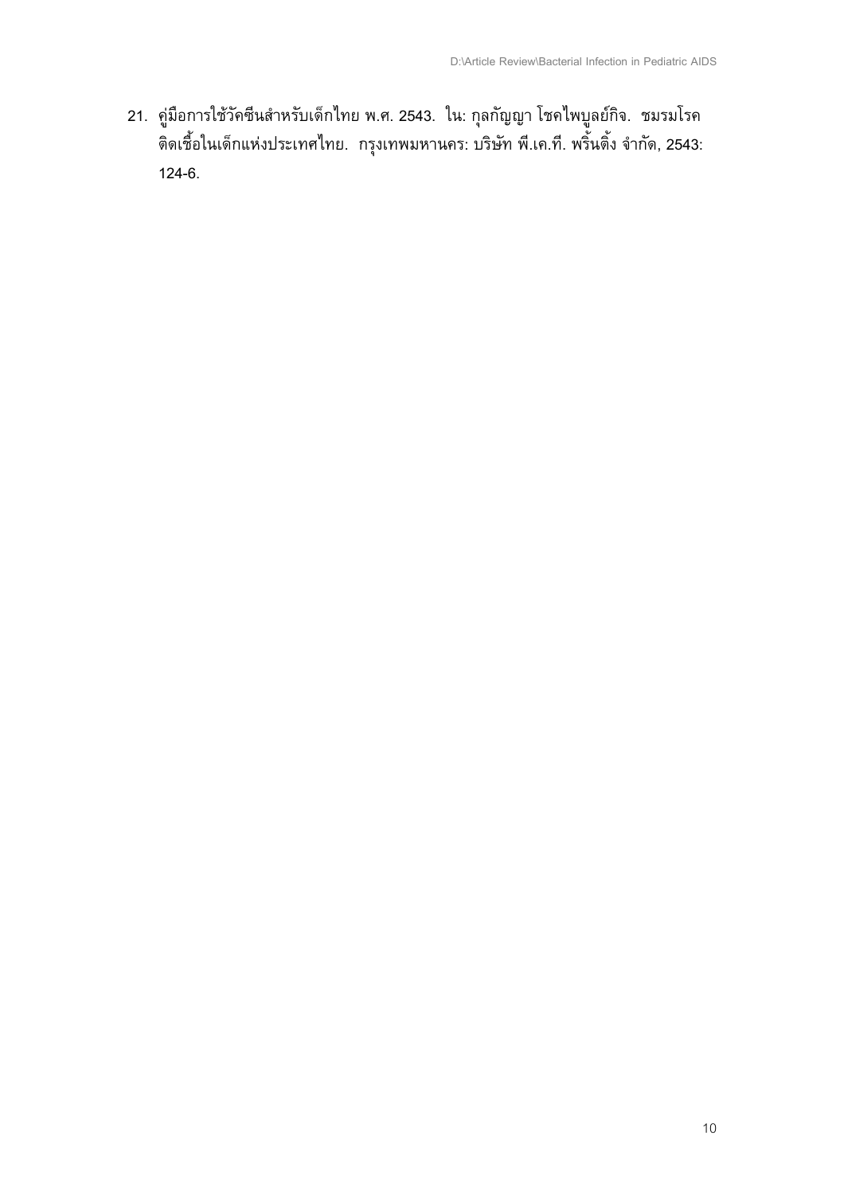21. คู่มือการใช้วัคซีนสำหรับเด็กไทย พ.ศ. 2543. ใน: กุลกัญญา โชคไพบูลย์กิจ. ชมรมโรคติดเชื้อในเด็กแห่งประเทศไทย. กรุงเทพมหานคร: บริษัท พี.เค.ที. พริ้นติ้ง จำกัด, 2543: 124-6.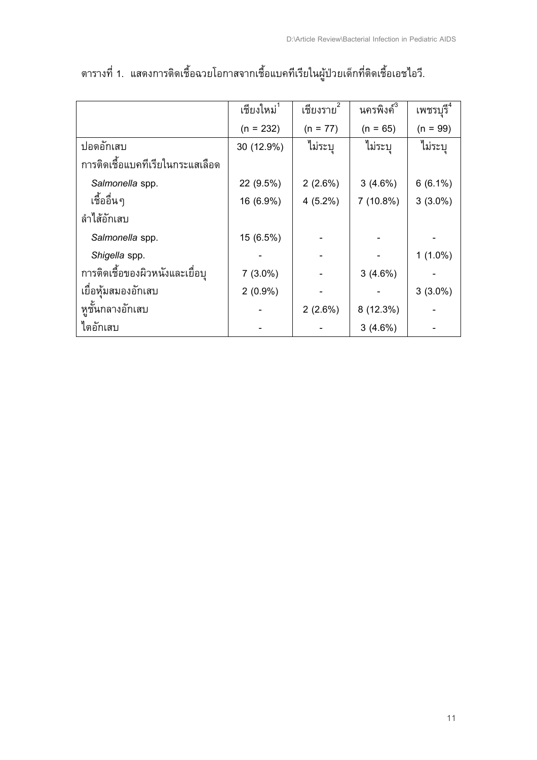ตารางที่ 1. แสดงการติดเชื้อฉวยโอกาสจากเชื้อแบคทีเรียในผู้ป่วยเด็กที่ติดเชื้อเอชไอวี.

| | เชียงใหม่[1] | เชียงราย[2] | นครพิงค์[3] | เพชรบุรี[4] |
|---|---|---|---|---|
| | (n = 232) | (n = 77) | (n = 65) | (n = 99) |
| ปอดอักเสบ | 30 (12.9%) | ไม่ระบุ | ไม่ระบุ | ไม่ระบุ |
| การติดเชื้อแบคทีเรียในกระแสเลือด | | | | |
| *Salmonella* spp. | 22 (9.5%) | 2 (2.6%) | 3 (4.6%) | 6 (6.1%) |
| เชื้ออื่นๆ | 16 (6.9%) | 4 (5.2%) | 7 (10.8%) | 3 (3.0%) |
| ลำไส้อักเสบ | | | | |
| *Salmonella* spp. | 15 (6.5%) | - | - | - |
| *Shigella* spp. | - | - | - | 1 (1.0%) |
| การติดเชื้อของผิวหนังและเยื่อบุ | 7 (3.0%) | - | 3 (4.6%) | - |
| เยื่อหุ้มสมองอักเสบ | 2 (0.9%) | - | - | 3 (3.0%) |
| หูชั้นกลางอักเสบ | - | 2 (2.6%) | 8 (12.3%) | - |
| ไตอักเสบ | - | - | 3 (4.6%) | - |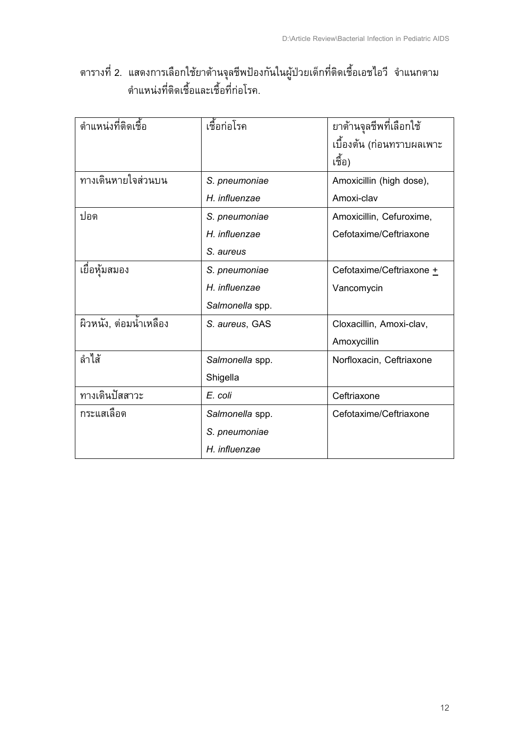ตารางที่ 2. แสดงการเลือกใช้ยาต้านจุลชีพป้องกันในผู้ป่วยเด็กที่ติดเชื้อเอชไอวี จำแนกตามตำแหน่งที่ติดเชื้อและเชื้อที่ก่อโรค.

| ตำแหน่งที่ติดเชื้อ | เชื้อก่อโรค | ยาต้านจุลชีพที่เลือกใช้เบื้องต้น (ก่อนทราบผลเพาะเชื้อ) |
|---|---|---|
| ทางเดินหายใจส่วนบน | *S. pneumoniae*<br>*H. influenzae* | Amoxicillin (high dose), Amoxi-clav |
| ปอด | *S. pneumoniae*<br>*H. influenzae*<br>*S. aureus* | Amoxicillin, Cefuroxime, Cefotaxime/Ceftriaxone |
| เยื่อหุ้มสมอง | *S. pneumoniae*<br>*H. influenzae*<br>*Salmonella* spp. | Cefotaxime/Ceftriaxone ± Vancomycin |
| ผิวหนัง, ต่อมน้ำเหลือง | *S. aureus*, GAS | Cloxacillin, Amoxi-clav, Amoxycillin |
| ลำไส้ | *Salmonella* spp.<br>Shigella | Norfloxacin, Ceftriaxone |
| ทางเดินปัสสาวะ | *E. coli* | Ceftriaxone |
| กระแสเลือด | *Salmonella* spp.<br>*S. pneumoniae*<br>*H. influenzae* | Cefotaxime/Ceftriaxone |